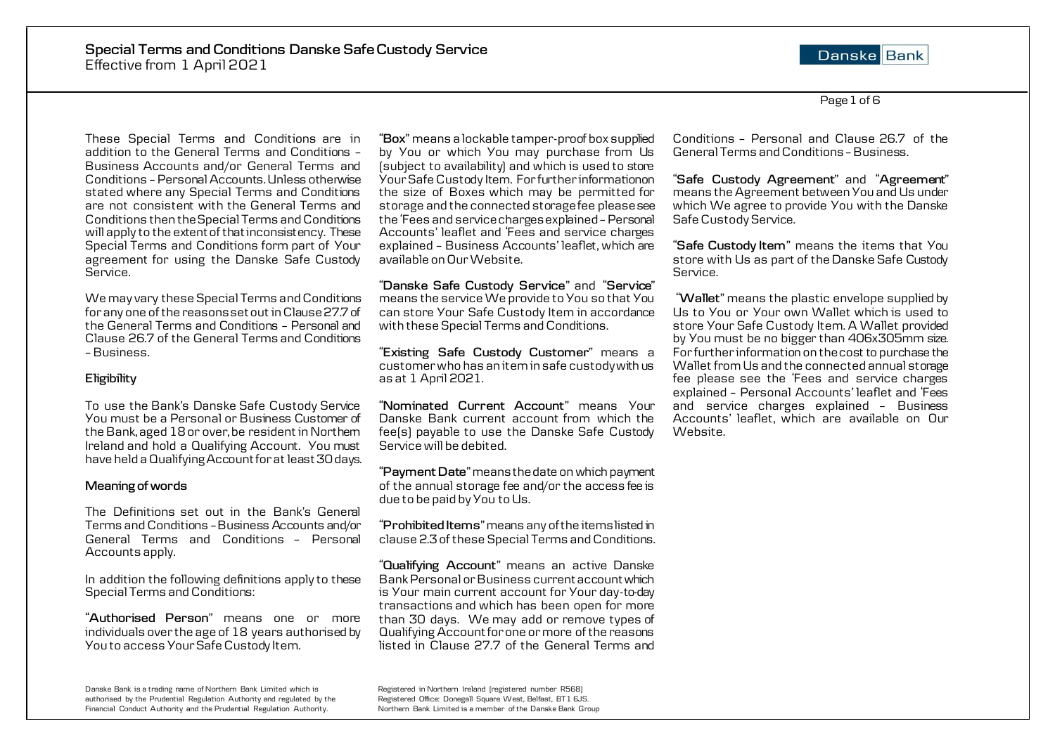# Special Terms and Conditions Danske Safe Custody Service

Effective from 1 April 2021

These Special Terms and Conditions are in addition to the General Terms and Conditions – Business Accounts and/or General Terms and Conditions – Personal Accounts. Unless otherwise stated where any Special Terms and Conditions are not consistent with the General Terms and Conditions then the Special Terms and Conditions will apply to the extent of that inconsistency. These Special Terms and Conditions form part of Your agreement for using the Danske Safe Custody Service.

We may vary these Special Terms and Conditions for any one of the reasons set out in Clause 27.7 of the General Terms and Conditions – Personal and Clause 26.7 of the General Terms and Conditions – Business.

## Eligibility

To use the Bank's Danske Safe Custody Service You must be a Personal or Business Customer of the Bank, aged 18 or over, be resident in Northern Ireland and hold a Qualifying Account. You must have held a Qualifying Account for at least 30 days.

## Meaning of words

The Definitions set out in the Bank's General Terms and Conditions – Business Accounts and/or General Terms and Conditions – Personal Accounts apply.

In addition the following definitions apply to these Special Terms and Conditions:

"**Authorised Person**" means one or more individuals over the age of 18 years authorised by You to access Your Safe Custody Item.

"**Box**" means a lockable tamper-proof box supplied by You or which You may purchase from Us (subject to availability) and which is used to store Your Safe Custody Item. For further information on the size of Boxes which may be permitted for storage and the connected storage fee please see the 'Fees and service charges explained – Personal Accounts' leaflet and 'Fees and service charges explained – Business Accounts' leaflet, which are available on Our Website.

"**Danske Safe Custody Service**" and "**Service**" means the service We provide to You so that You can store Your Safe Custody Item in accordance with these Special Terms and Conditions.

"**Existing Safe Custody Customer**" means a customer who has an item in safe custody with us as at 1 April 2021.

"**Nominated Current Account**" means Your Danske Bank current account from which the fee(s) payable to use the Danske Safe Custody Service will be debited.

"**Payment Date**" means the date on which payment of the annual storage fee and/or the access fee is due to be paid by You to Us.

"**Prohibited Items**" means any of the items listed in clause 2.3 of these Special Terms and Conditions.

"**Qualifying Account**" means an active Danske Bank Personal or Business current account which is Your main current account for Your day-to-day transactions and which has been open for more than 30 days. We may add or remove types of Qualifying Account for one or more of the reasons listed in Clause 27.7 of the General Terms and Conditions – Personal and Clause 26.7 of the General Terms and Conditions – Business.

"**Safe Custody Agreement**" and "**Agreement**" means the Agreement between You and Us under which We agree to provide You with the Danske Safe Custody Service.

"**Safe Custody Item**" means the items that You store with Us as part of the Danske Safe Custody Service.

"**Wallet**" means the plastic envelope supplied by Us to You or Your own Wallet which is used to store Your Safe Custody Item. A Wallet provided by You must be no bigger than 406x305mm size. For further information on the cost to purchase the Wallet from Us and the connected annual storage fee please see the 'Fees and service charges explained – Personal Accounts' leaflet and 'Fees and service charges explained – Business Accounts' leaflet, which are available on Our Website.

Danske Bank is a trading name of Northern Bank Limited which is authorised by the Prudential Regulation Authority and regulated by the Financial Conduct Authority and the Prudential Regulation Authority.

Registered in Northern Ireland (registered number R568) Registered Office: Donegall Square West, Belfast, BT1 6JS. Northern Bank Limited is a member of the Danske Bank Group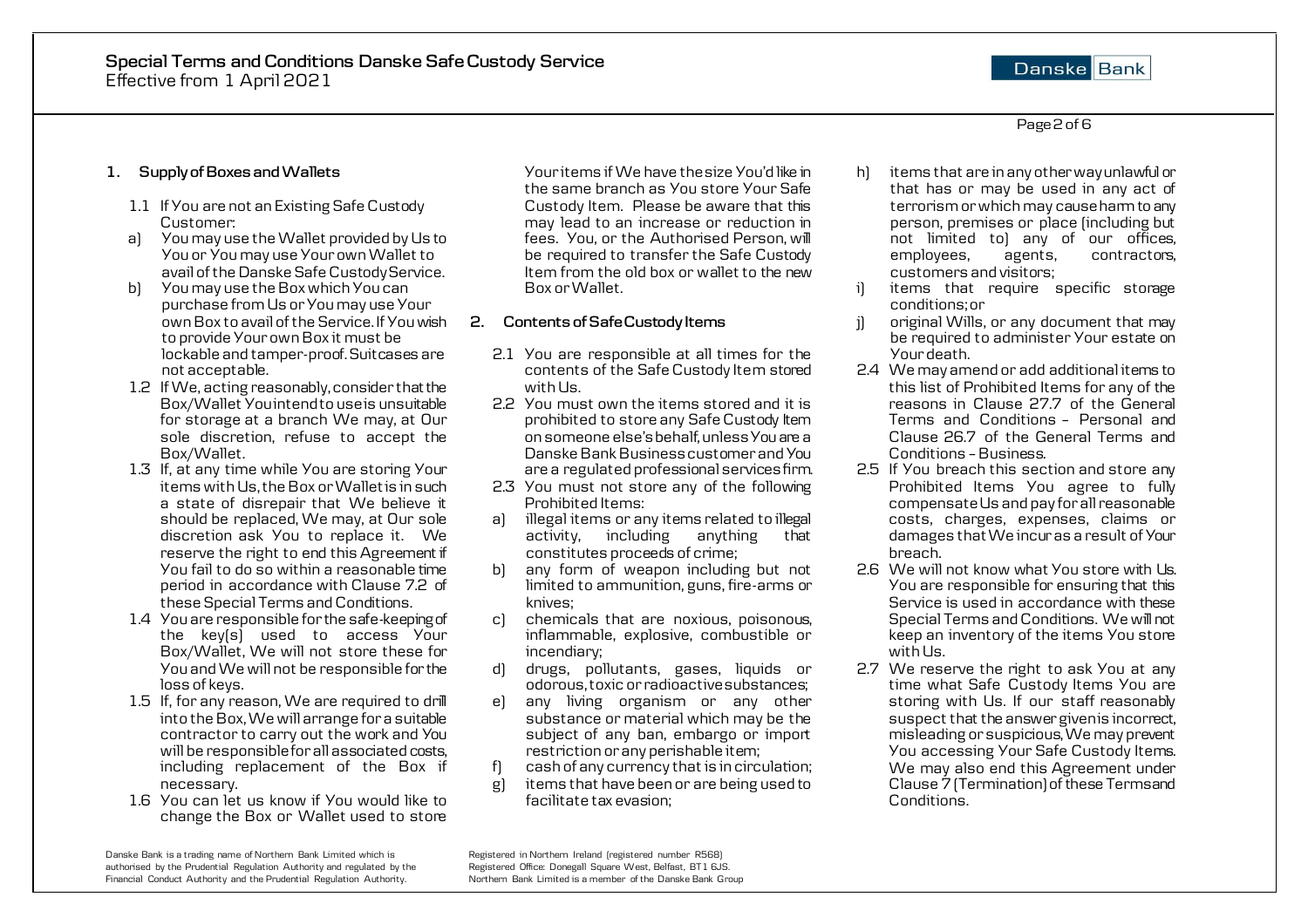## 1. Supply of Boxes and Wallets

1.1 If You are not an Existing Safe Custody Customer:

a) You may use the Wallet provided by Us to You or You may use Your own Wallet to avail of the Danske Safe Custody Service.

b) You may use the Box which You can purchase from Us or You may use Your own Box to avail of the Service. If You wish to provide Your own Box it must be lockable and tamper-proof. Suitcases are not acceptable.

1.2 If We, acting reasonably, consider that the Box/Wallet You intend to use is unsuitable for storage at a branch We may, at Our sole discretion, refuse to accept the Box/Wallet.

1.3 If, at any time while You are storing Your items with Us, the Box or Wallet is in such a state of disrepair that We believe it should be replaced, We may, at Our sole discretion ask You to replace it. We reserve the right to end this Agreement if You fail to do so within a reasonable time period in accordance with Clause 7.2 of these Special Terms and Conditions.

1.4 You are responsible for the safe-keeping of the key(s) used to access Your Box/Wallet, We will not store these for You and We will not be responsible for the loss of keys.

1.5 If, for any reason, We are required to drill into the Box, We will arrange for a suitable contractor to carry out the work and You will be responsible for all associated costs, including replacement of the Box if necessary.

1.6 You can let us know if You would like to change the Box or Wallet used to store Your items if We have the size You'd like in the same branch as You store Your Safe Custody Item. Please be aware that this may lead to an increase or reduction in fees. You, or the Authorised Person, will be required to transfer the Safe Custody Item from the old box or wallet to the new Box or Wallet.

## 2. Contents of Safe Custody Items

2.1 You are responsible at all times for the contents of the Safe Custody Item stored with Us.

2.2 You must own the items stored and it is prohibited to store any Safe Custody Item on someone else's behalf, unless You are a Danske Bank Business customer and You are a regulated professional services firm.

2.3 You must not store any of the following Prohibited Items:

a) illegal items or any items related to illegal activity, including anything that constitutes proceeds of crime;

b) any form of weapon including but not limited to ammunition, guns, fire-arms or knives;

c) chemicals that are noxious, poisonous, inflammable, explosive, combustible or incendiary;

d) drugs, pollutants, gases, liquids or odorous, toxic or radioactive substances;

e) any living organism or any other substance or material which may be the subject of any ban, embargo or import restriction or any perishable item;

f) cash of any currency that is in circulation;

g) items that have been or are being used to facilitate tax evasion;

h) items that are in any other way unlawful or that has or may be used in any act of terrorism or which may cause harm to any person, premises or place (including but not limited to) any of our offices, employees, agents, contractors, customers and visitors;

i) items that require specific storage conditions; or

j) original Wills, or any document that may be required to administer Your estate on Your death.

2.4 We may amend or add additional items to this list of Prohibited Items for any of the reasons in Clause 27.7 of the General Terms and Conditions – Personal and Clause 26.7 of the General Terms and Conditions – Business.

2.5 If You breach this section and store any Prohibited Items You agree to fully compensate Us and pay for all reasonable costs, charges, expenses, claims or damages that We incur as a result of Your breach.

2.6 We will not know what You store with Us. You are responsible for ensuring that this Service is used in accordance with these Special Terms and Conditions. We will not keep an inventory of the items You store with Us.

2.7 We reserve the right to ask You at any time what Safe Custody Items You are storing with Us. If our staff reasonably suspect that the answer given is incorrect, misleading or suspicious, We may prevent You accessing Your Safe Custody Items. We may also end this Agreement under Clause 7 (Termination) of these Terms and Conditions.

Danske Bank is a trading name of Northern Bank Limited which is authorised by the Prudential Regulation Authority and regulated by the Financial Conduct Authority and the Prudential Regulation Authority.

Registered in Northern Ireland (registered number R568) Registered Office: Donegall Square West, Belfast, BT1 6JS. Northern Bank Limited is a member of the Danske Bank Group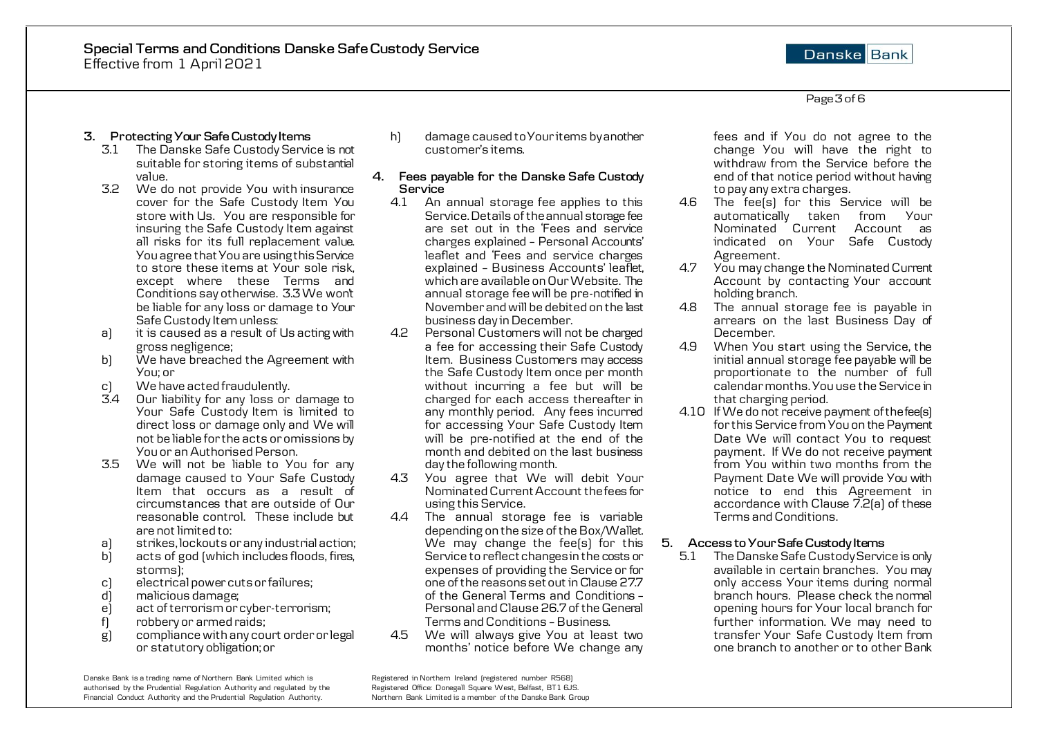## 3. Protecting Your Safe Custody Items

3.1 The Danske Safe Custody Service is not suitable for storing items of substantial value.

3.2 We do not provide You with insurance cover for the Safe Custody Item You store with Us. You are responsible for insuring the Safe Custody Item against all risks for its full replacement value. You agree that You are using this Service to store these items at Your sole risk, except where these Terms and Conditions say otherwise. 3.3 We won't be liable for any loss or damage to Your Safe Custody Item unless:

a) it is caused as a result of Us acting with gross negligence;

b) We have breached the Agreement with You; or

c) We have acted fraudulently.

3.4 Our liability for any loss or damage to Your Safe Custody Item is limited to direct loss or damage only and We will not be liable for the acts or omissions by You or an Authorised Person.

3.5 We will not be liable to You for any damage caused to Your Safe Custody Item that occurs as a result of circumstances that are outside of Our reasonable control. These include but are not limited to:

a) strikes, lockouts or any industrial action;

b) acts of god (which includes floods, fires, storms);

c) electrical power cuts or failures;

d) malicious damage;

e) act of terrorism or cyber-terrorism;

f) robbery or armed raids;

g) compliance with any court order or legal or statutory obligation; or

h) damage caused to Your items by another customer's items.

## 4. Fees payable for the Danske Safe Custody Service

4.1 An annual storage fee applies to this Service. Details of the annual storage fee are set out in the 'Fees and service charges explained – Personal Accounts' leaflet and 'Fees and service charges explained – Business Accounts' leaflet, which are available on Our Website. The annual storage fee will be pre-notified in November and will be debited on the last business day in December.

4.2 Personal Customers will not be charged a fee for accessing their Safe Custody Item. Business Customers may access the Safe Custody Item once per month without incurring a fee but will be charged for each access thereafter in any monthly period. Any fees incurred for accessing Your Safe Custody Item will be pre-notified at the end of the month and debited on the last business day the following month.

4.3 You agree that We will debit Your Nominated Current Account the fees for using this Service.

4.4 The annual storage fee is variable depending on the size of the Box/Wallet. We may change the fee(s) for this Service to reflect changes in the costs or expenses of providing the Service or for one of the reasons set out in Clause 27.7 of the General Terms and Conditions – Personal and Clause 26.7 of the General Terms and Conditions – Business.

4.5 We will always give You at least two months' notice before We change any fees and if You do not agree to the change You will have the right to withdraw from the Service before the end of that notice period without having to pay any extra charges.

4.6 The fee(s) for this Service will be automatically taken from Your Nominated Current Account as indicated on Your Safe Custody Agreement.

4.7 You may change the Nominated Current Account by contacting Your account holding branch.

4.8 The annual storage fee is payable in arrears on the last Business Day of December.

4.9 When You start using the Service, the initial annual storage fee payable will be proportionate to the number of full calendar months. You use the Service in that charging period.

4.10 If We do not receive payment of the fee(s) for this Service from You on the Payment Date We will contact You to request payment. If We do not receive payment from You within two months from the Payment Date We will provide You with notice to end this Agreement in accordance with Clause 7.2(a) of these Terms and Conditions.

## 5. Access to Your Safe Custody Items

5.1 The Danske Safe Custody Service is only available in certain branches. You may only access Your items during normal branch hours. Please check the normal opening hours for Your local branch for further information. We may need to transfer Your Safe Custody Item from one branch to another or to other Bank

Danske Bank is a trading name of Northern Bank Limited which is authorised by the Prudential Regulation Authority and regulated by the Financial Conduct Authority and the Prudential Regulation Authority.

Registered in Northern Ireland (registered number R568)
Registered Office: Donegall Square West, Belfast, BT1 6JS.
Northern Bank Limited is a member of the Danske Bank Group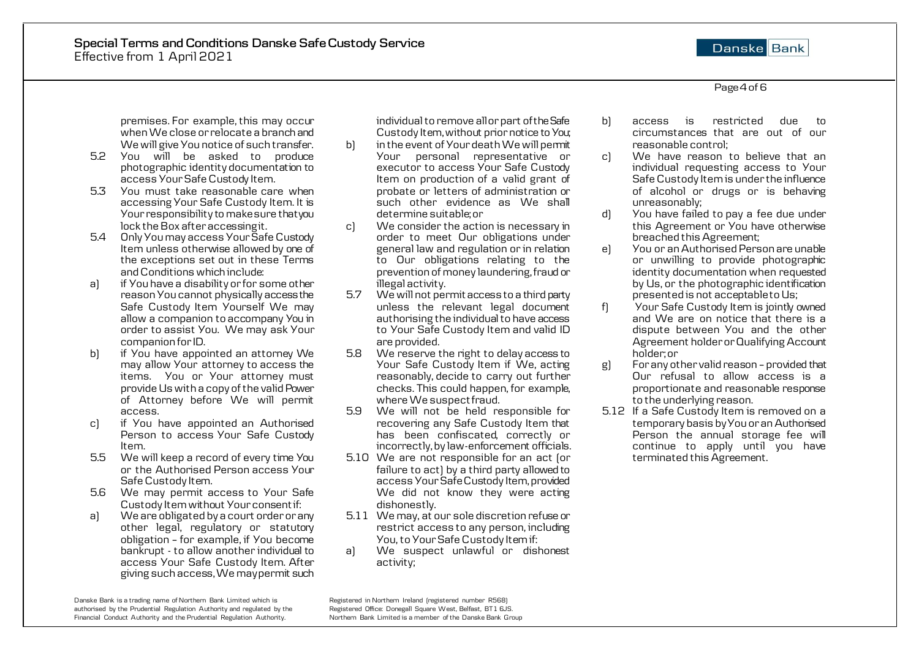premises. For example, this may occur when We close or relocate a branch and We will give You notice of such transfer.

5.2 You will be asked to produce photographic identity documentation to access Your Safe Custody Item.

5.3 You must take reasonable care when accessing Your Safe Custody Item. It is Your responsibility to make sure that you lock the Box after accessing it.

5.4 Only You may access Your Safe Custody Item unless otherwise allowed by one of the exceptions set out in these Terms and Conditions which include:

a) if You have a disability or for some other reason You cannot physically access the Safe Custody Item Yourself We may allow a companion to accompany You in order to assist You. We may ask Your companion for ID.

b) if You have appointed an attorney We may allow Your attorney to access the items. You or Your attorney must provide Us with a copy of the valid Power of Attorney before We will permit access.

c) if You have appointed an Authorised Person to access Your Safe Custody Item.

5.5 We will keep a record of every time You or the Authorised Person access Your Safe Custody Item.

5.6 We may permit access to Your Safe Custody Item without Your consent if:

a) We are obligated by a court order or any other legal, regulatory or statutory obligation – for example, if You become bankrupt - to allow another individual to access Your Safe Custody Item. After giving such access, We may permit such individual to remove all or part of the Safe Custody Item, without prior notice to You;

b) in the event of Your death We will permit Your personal representative or executor to access Your Safe Custody Item on production of a valid grant of probate or letters of administration or such other evidence as We shall determine suitable; or

c) We consider the action is necessary in order to meet Our obligations under general law and regulation or in relation to Our obligations relating to the prevention of money laundering, fraud or illegal activity.

5.7 We will not permit access to a third party unless the relevant legal document authorising the individual to have access to Your Safe Custody Item and valid ID are provided.

5.8 We reserve the right to delay access to Your Safe Custody Item if We, acting reasonably, decide to carry out further checks. This could happen, for example, where We suspect fraud.

5.9 We will not be held responsible for recovering any Safe Custody Item that has been confiscated, correctly or incorrectly, by law-enforcement officials.

5.10 We are not responsible for an act (or failure to act) by a third party allowed to access Your Safe Custody Item, provided We did not know they were acting dishonestly.

5.11 We may, at our sole discretion refuse or restrict access to any person, including You, to Your Safe Custody Item if:

a) We suspect unlawful or dishonest activity;

b) access is restricted due to circumstances that are out of our reasonable control;

c) We have reason to believe that an individual requesting access to Your Safe Custody Item is under the influence of alcohol or drugs or is behaving unreasonably;

d) You have failed to pay a fee due under this Agreement or You have otherwise breached this Agreement;

e) You or an Authorised Person are unable or unwilling to provide photographic identity documentation when requested by Us, or the photographic identification presented is not acceptable to Us;

f) Your Safe Custody Item is jointly owned and We are on notice that there is a dispute between You and the other Agreement holder or Qualifying Account holder; or

g) For any other valid reason – provided that Our refusal to allow access is a proportionate and reasonable response to the underlying reason.

5.12 If a Safe Custody Item is removed on a temporary basis by You or an Authorised Person the annual storage fee will continue to apply until you have terminated this Agreement.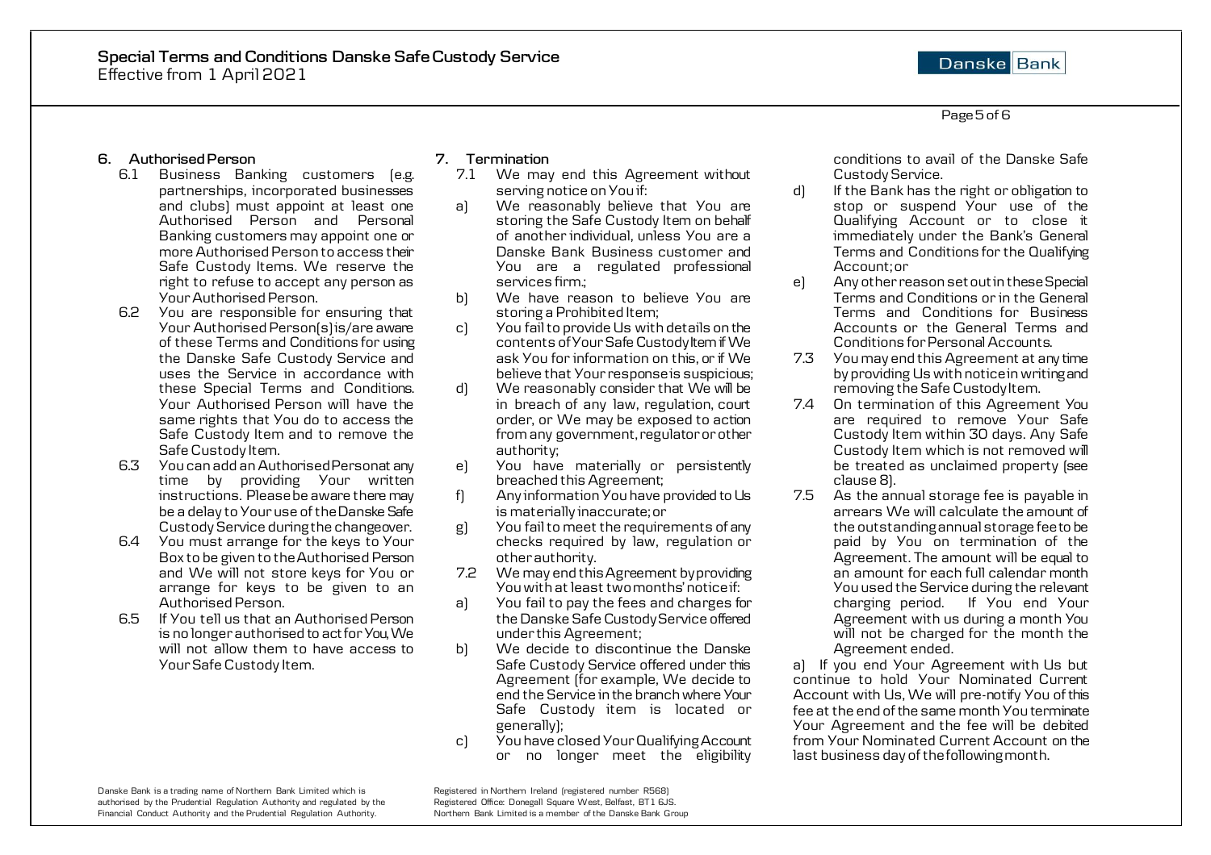## 6. Authorised Person

6.1 Business Banking customers (e.g. partnerships, incorporated businesses and clubs) must appoint at least one Authorised Person and Personal Banking customers may appoint one or more Authorised Person to access their Safe Custody Items. We reserve the right to refuse to accept any person as Your Authorised Person.

6.2 You are responsible for ensuring that Your Authorised Person(s) is/are aware of these Terms and Conditions for using the Danske Safe Custody Service and uses the Service in accordance with these Special Terms and Conditions. Your Authorised Person will have the same rights that You do to access the Safe Custody Item and to remove the Safe Custody Item.

6.3 You can add an Authorised Person at any time by providing Your written instructions. Please be aware there may be a delay to Your use of the Danske Safe Custody Service during the changeover.

6.4 You must arrange for the keys to Your Box to be given to the Authorised Person and We will not store keys for You or arrange for keys to be given to an Authorised Person.

6.5 If You tell us that an Authorised Person is no longer authorised to act for You, We will not allow them to have access to Your Safe Custody Item.

## 7. Termination

7.1 We may end this Agreement without serving notice on You if:

a) We reasonably believe that You are storing the Safe Custody Item on behalf of another individual, unless You are a Danske Bank Business customer and You are a regulated professional services firm.;

b) We have reason to believe You are storing a Prohibited Item;

c) You fail to provide Us with details on the contents of Your Safe Custody Item if We ask You for information on this, or if We believe that Your response is suspicious;

d) We reasonably consider that We will be in breach of any law, regulation, court order, or We may be exposed to action from any government, regulator or other authority;

e) You have materially or persistently breached this Agreement;

f) Any information You have provided to Us is materially inaccurate; or

g) You fail to meet the requirements of any checks required by law, regulation or other authority.

7.2 We may end this Agreement by providing You with at least two months' notice if:

a) You fail to pay the fees and charges for the Danske Safe Custody Service offered under this Agreement;

b) We decide to discontinue the Danske Safe Custody Service offered under this Agreement (for example, We decide to end the Service in the branch where Your Safe Custody item is located or generally);

c) You have closed Your Qualifying Account or no longer meet the eligibility conditions to avail of the Danske Safe Custody Service.

d) If the Bank has the right or obligation to stop or suspend Your use of the Qualifying Account or to close it immediately under the Bank's General Terms and Conditions for the Qualifying Account; or

e) Any other reason set out in these Special Terms and Conditions or in the General Terms and Conditions for Business Accounts or the General Terms and Conditions for Personal Accounts.

7.3 You may end this Agreement at any time by providing Us with notice in writing and removing the Safe Custody Item.

7.4 On termination of this Agreement You are required to remove Your Safe Custody Item within 30 days. Any Safe Custody Item which is not removed will be treated as unclaimed property (see clause 8).

7.5 As the annual storage fee is payable in arrears We will calculate the amount of the outstanding annual storage fee to be paid by You on termination of the Agreement. The amount will be equal to an amount for each full calendar month You used the Service during the relevant charging period. If You end Your Agreement with us during a month You will not be charged for the month the Agreement ended.

a) If you end Your Agreement with Us but continue to hold Your Nominated Current Account with Us, We will pre-notify You of this fee at the end of the same month You terminate Your Agreement and the fee will be debited from Your Nominated Current Account on the last business day of the following month.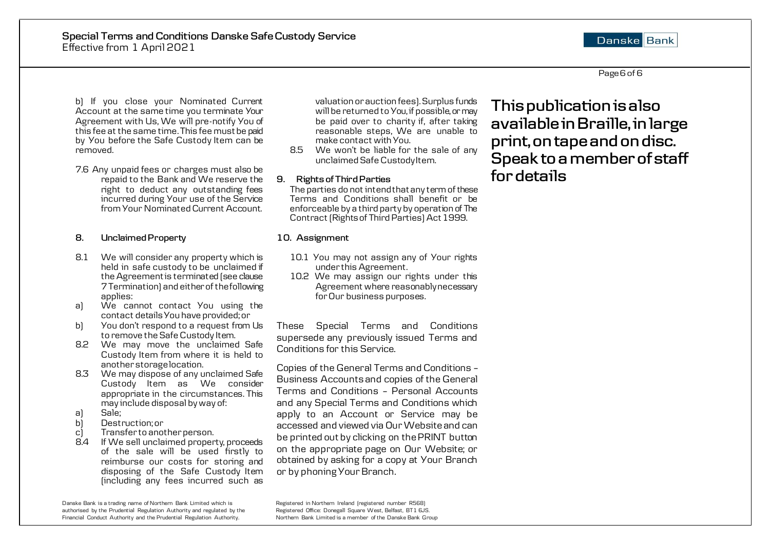b) If you close your Nominated Current Account at the same time you terminate Your Agreement with Us, We will pre-notify You of this fee at the same time. This fee must be paid by You before the Safe Custody Item can be removed.

7.6 Any unpaid fees or charges must also be repaid to the Bank and We reserve the right to deduct any outstanding fees incurred during Your use of the Service from Your Nominated Current Account.

## 8. Unclaimed Property

8.1 We will consider any property which is held in safe custody to be unclaimed if the Agreement is terminated (see clause 7 Termination) and either of the following applies:

a) We cannot contact You using the contact details You have provided; or

b) You don't respond to a request from Us to remove the Safe Custody Item.

8.2 We may move the unclaimed Safe Custody Item from where it is held to another storage location.

8.3 We may dispose of any unclaimed Safe Custody Item as We consider appropriate in the circumstances. This may include disposal by way of:

a) Sale;

b) Destruction; or

c) Transfer to another person.

8.4 If We sell unclaimed property, proceeds of the sale will be used firstly to reimburse our costs for storing and disposing of the Safe Custody Item (including any fees incurred such as valuation or auction fees). Surplus funds will be returned to You, if possible, or may be paid over to charity if, after taking reasonable steps, We are unable to make contact with You.

8.5 We won't be liable for the sale of any unclaimed Safe Custody Item.

## 9. Rights of Third Parties

The parties do not intend that any term of these Terms and Conditions shall benefit or be enforceable by a third party by operation of The Contract (Rights of Third Parties) Act 1999.

## 10. Assignment

10.1 You may not assign any of Your rights under this Agreement.

10.2 We may assign our rights under this Agreement where reasonably necessary for Our business purposes.

These Special Terms and Conditions supersede any previously issued Terms and Conditions for this Service.

Copies of the General Terms and Conditions – Business Accounts and copies of the General Terms and Conditions – Personal Accounts and any Special Terms and Conditions which apply to an Account or Service may be accessed and viewed via Our Website and can be printed out by clicking on the PRINT button on the appropriate page on Our Website; or obtained by asking for a copy at Your Branch or by phoning Your Branch.

## This publication is also available in Braille, in large print, on tape and on disc. Speak to a member of staff for details

Danske Bank is a trading name of Northern Bank Limited which is authorised by the Prudential Regulation Authority and regulated by the Financial Conduct Authority and the Prudential Regulation Authority.

Registered in Northern Ireland (registered number R568) Registered Office: Donegall Square West, Belfast, BT1 6JS. Northern Bank Limited is a member of the Danske Bank Group